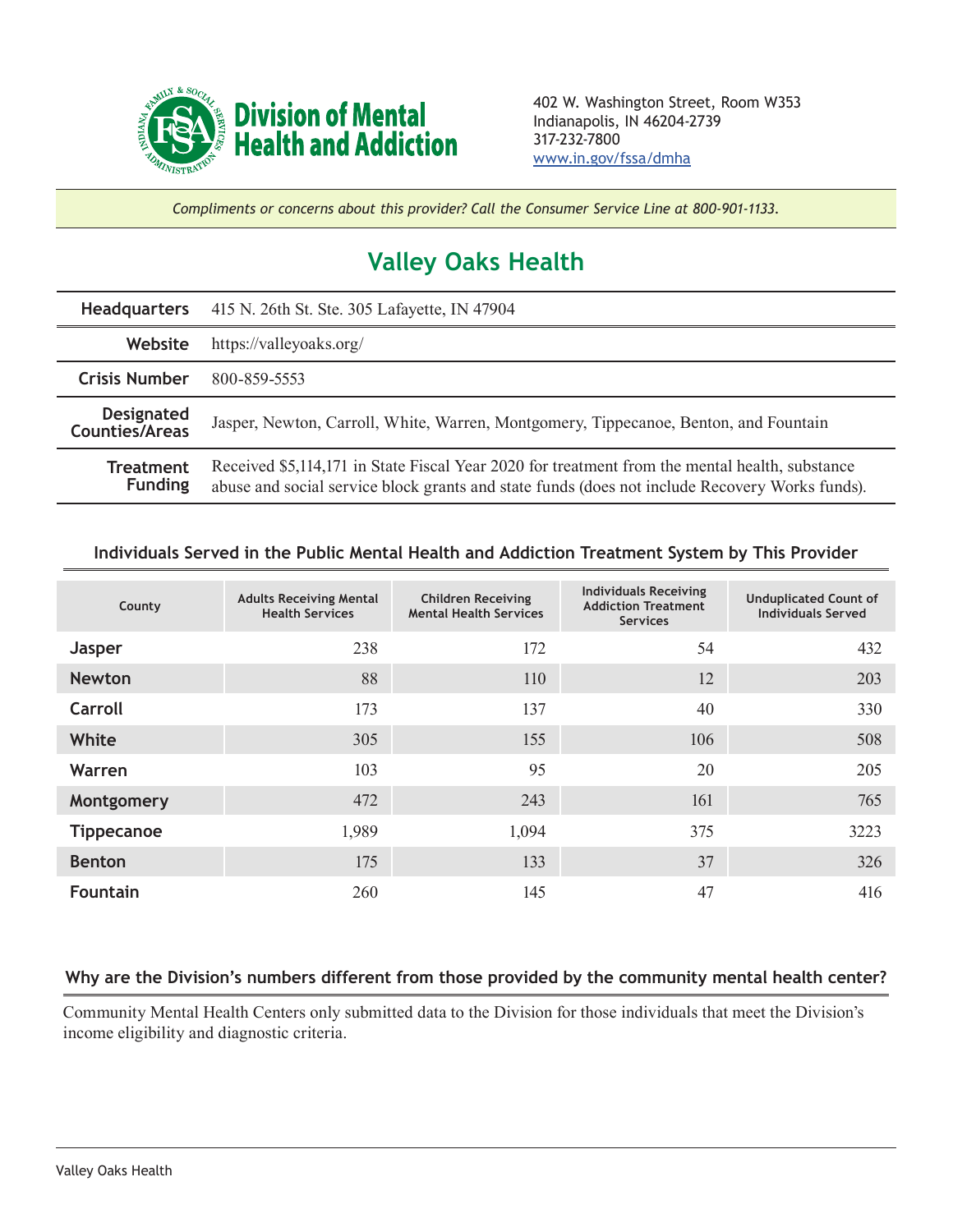**Division of Mental Health and Addiction**

402 W. Washington Street, Room W353
Indianapolis, IN 46204-2739
317-232-7800
www.in.gov/fssa/dmha

*Compliments or concerns about this provider? Call the Consumer Service Line at 800-901-1133.*

# Valley Oaks Health

| | |
|---|---|
| **Headquarters** | 415 N. 26th St. Ste. 305 Lafayette, IN 47904 |
| **Website** | https://valleyoaks.org/ |
| **Crisis Number** | 800-859-5553 |
| **Designated Counties/Areas** | Jasper, Newton, Carroll, White, Warren, Montgomery, Tippecanoe, Benton, and Fountain |
| **Treatment Funding** | Received $5,114,171 in State Fiscal Year 2020 for treatment from the mental health, substance abuse and social service block grants and state funds (does not include Recovery Works funds). |

## Individuals Served in the Public Mental Health and Addiction Treatment System by This Provider

| County | Adults Receiving Mental Health Services | Children Receiving Mental Health Services | Individuals Receiving Addiction Treatment Services | Unduplicated Count of Individuals Served |
|---|---|---|---|---|
| **Jasper** | 238 | 172 | 54 | 432 |
| **Newton** | 88 | 110 | 12 | 203 |
| **Carroll** | 173 | 137 | 40 | 330 |
| **White** | 305 | 155 | 106 | 508 |
| **Warren** | 103 | 95 | 20 | 205 |
| **Montgomery** | 472 | 243 | 161 | 765 |
| **Tippecanoe** | 1,989 | 1,094 | 375 | 3223 |
| **Benton** | 175 | 133 | 37 | 326 |
| **Fountain** | 260 | 145 | 47 | 416 |

## Why are the Division's numbers different from those provided by the community mental health center?

Community Mental Health Centers only submitted data to the Division for those individuals that meet the Division's income eligibility and diagnostic criteria.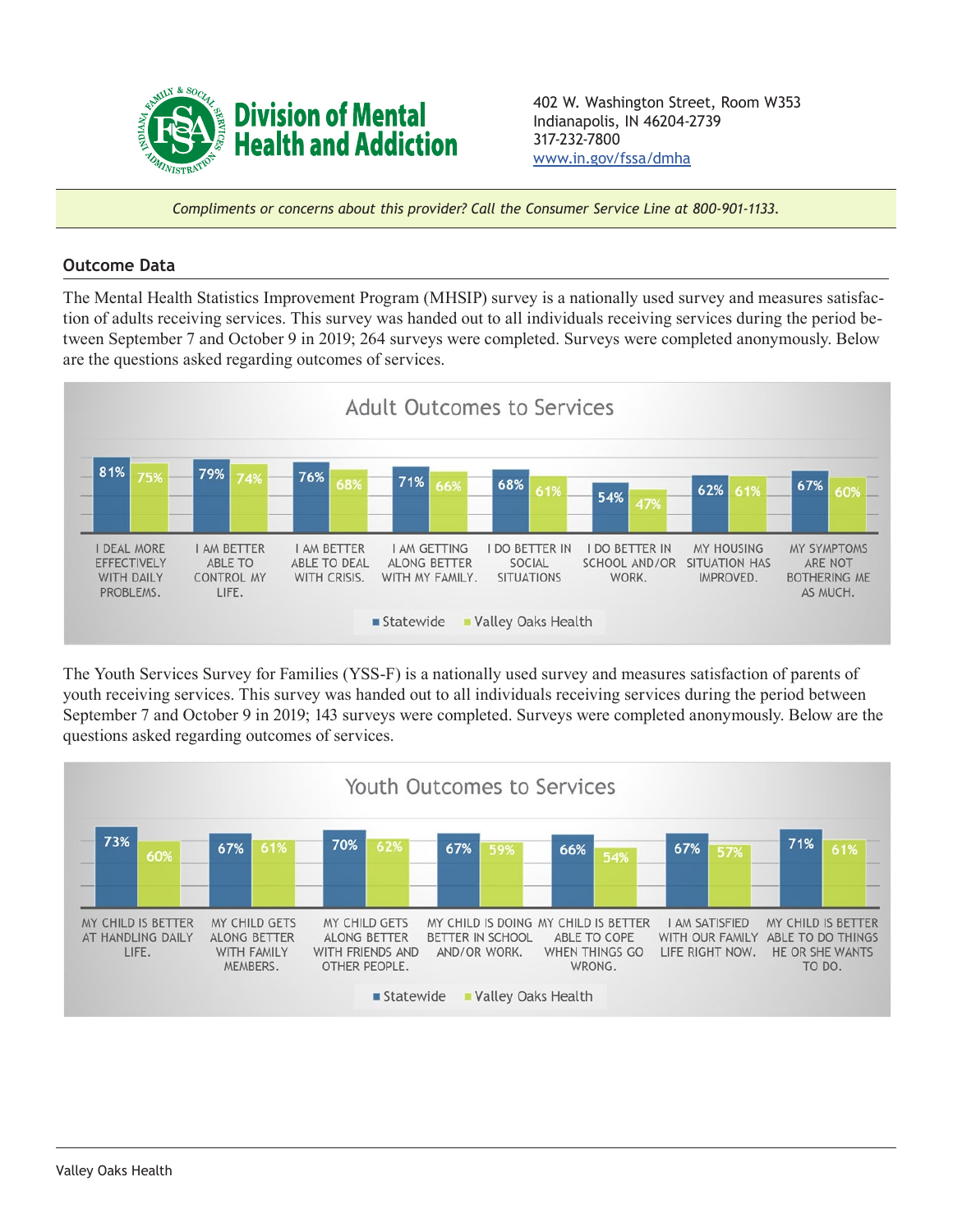Division of Mental Health and Addiction

402 W. Washington Street, Room W353
Indianapolis, IN 46204-2739
317-232-7800
www.in.gov/fssa/dmha

*Compliments or concerns about this provider? Call the Consumer Service Line at 800-901-1133.*

## Outcome Data

The Mental Health Statistics Improvement Program (MHSIP) survey is a nationally used survey and measures satisfaction of adults receiving services. This survey was handed out to all individuals receiving services during the period between September 7 and October 9 in 2019; 264 surveys were completed. Surveys were completed anonymously. Below are the questions asked regarding outcomes of services.

Adult Outcomes to Services

I DEAL MORE EFFECTIVELY WITH DAILY PROBLEMS. 81% 75%
I AM BETTER ABLE TO CONTROL MY LIFE. 79% 74%
I AM BETTER ABLE TO DEAL WITH CRISIS. 76% 68%
I AM GETTING ALONG BETTER WITH MY FAMILY. 71% 66%
I DO BETTER IN SOCIAL SITUATIONS 68% 61%
I DO BETTER IN SCHOOL AND/OR WORK. 54% 47%
MY HOUSING SITUATION HAS IMPROVED. 62% 61%
MY SYMPTOMS ARE NOT BOTHERING ME AS MUCH. 67% 60%

Statewide | Valley Oaks Health

The Youth Services Survey for Families (YSS-F) is a nationally used survey and measures satisfaction of parents of youth receiving services. This survey was handed out to all individuals receiving services during the period between September 7 and October 9 in 2019; 143 surveys were completed. Surveys were completed anonymously. Below are the questions asked regarding outcomes of services.

Youth Outcomes to Services

MY CHILD IS BETTER AT HANDLING DAILY LIFE. 73% 60%
MY CHILD GETS ALONG BETTER WITH FAMILY MEMBERS. 67% 61%
MY CHILD GETS ALONG BETTER WITH FRIENDS AND OTHER PEOPLE. 70% 62%
MY CHILD IS DOING BETTER IN SCHOOL AND/OR WORK. 67% 59%
MY CHILD IS BETTER ABLE TO COPE WHEN THINGS GO WRONG. 66% 54%
I AM SATISFIED WITH OUR FAMILY LIFE RIGHT NOW. 67% 57%
MY CHILD IS BETTER ABLE TO DO THINGS HE OR SHE WANTS TO DO. 71% 61%

Statewide | Valley Oaks Health